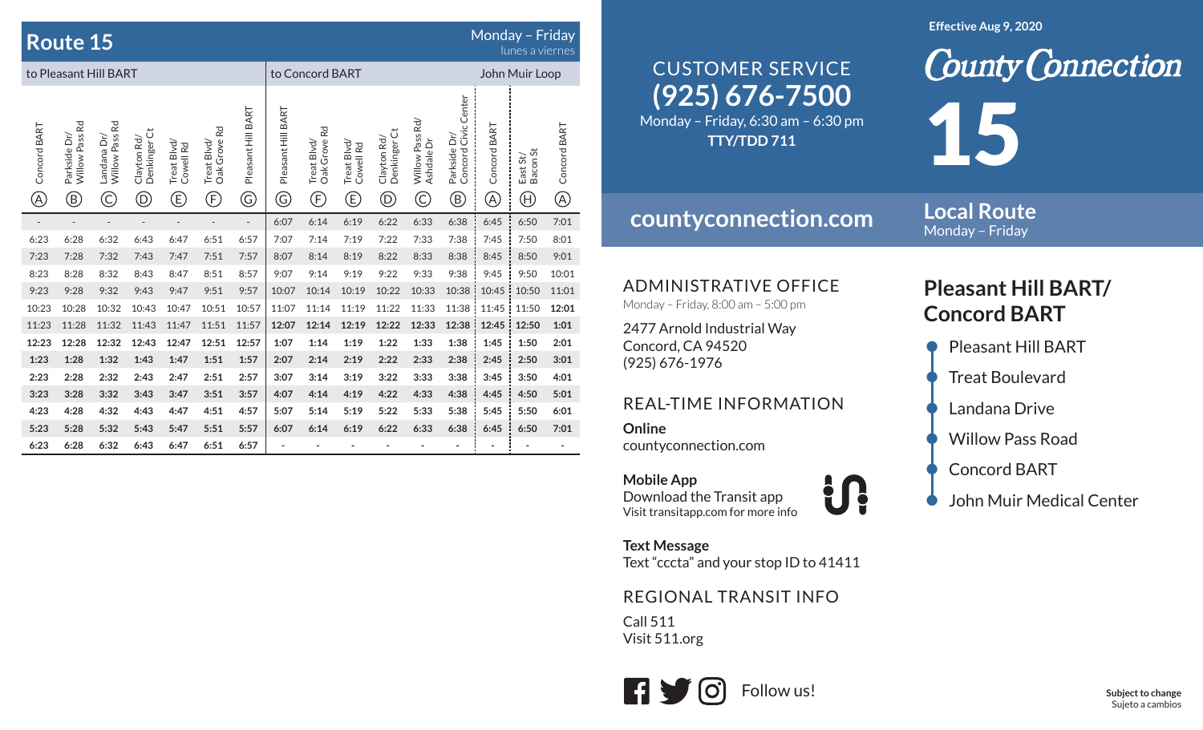# Route 15

Monday – Friday
*lunes a viernes*

| to Pleasant Hill BART | | | | | | | to Concord BART | | | | | | | John Muir Loop | |
|---|---|---|---|---|---|---|---|---|---|---|---|---|---|---|---|
| Concord BART (A) | Parkside Dr/ Willow Pass Rd (B) | Landana Dr/ Willow Pass Rd (C) | Clayton Rd/ Denkinger Ct (D) | Treat Blvd/ Cowell Rd (E) | Treat Blvd/ Oak Grove Rd (F) | Pleasant Hill BART (G) | Pleasant Hill BART (G) | Treat Blvd/ Oak Grove Rd (F) | Treat Blvd/ Cowell Rd (E) | Clayton Rd/ Denkinger Ct (D) | Willow Pass Rd/ Ashdale Dr (C) | Parkside Dr/ Concord Civic Center (B) | Concord BART (A) | East St/ Bacon St (H) | Concord BART (A) |
| - | - | - | - | - | - | - | 6:07 | 6:14 | 6:19 | 6:22 | 6:33 | 6:38 | 6:45 | 6:50 | 7:01 |
| 6:23 | 6:28 | 6:32 | 6:43 | 6:47 | 6:51 | 6:57 | 7:07 | 7:14 | 7:19 | 7:22 | 7:33 | 7:38 | 7:45 | 7:50 | 8:01 |
| 7:23 | 7:28 | 7:32 | 7:43 | 7:47 | 7:51 | 7:57 | 8:07 | 8:14 | 8:19 | 8:22 | 8:33 | 8:38 | 8:45 | 8:50 | 9:01 |
| 8:23 | 8:28 | 8:32 | 8:43 | 8:47 | 8:51 | 8:57 | 9:07 | 9:14 | 9:19 | 9:22 | 9:33 | 9:38 | 9:45 | 9:50 | 10:01 |
| 9:23 | 9:28 | 9:32 | 9:43 | 9:47 | 9:51 | 9:57 | 10:07 | 10:14 | 10:19 | 10:22 | 10:33 | 10:38 | 10:45 | 10:50 | 11:01 |
| 10:23 | 10:28 | 10:32 | 10:43 | 10:47 | 10:51 | 10:57 | 11:07 | 11:14 | 11:19 | 11:22 | 11:33 | 11:38 | 11:45 | 11:50 | **12:01** |
| 11:23 | 11:28 | 11:32 | 11:43 | 11:47 | 11:51 | 11:57 | **12:07** | **12:14** | **12:19** | **12:22** | **12:33** | **12:38** | **12:45** | **12:50** | **1:01** |
| **12:23** | **12:28** | **12:32** | **12:43** | **12:47** | **12:51** | **12:57** | **1:07** | **1:14** | **1:19** | **1:22** | **1:33** | **1:38** | **1:45** | **1:50** | **2:01** |
| **1:23** | **1:28** | **1:32** | **1:43** | **1:47** | **1:51** | **1:57** | **2:07** | **2:14** | **2:19** | **2:22** | **2:33** | **2:38** | **2:45** | **2:50** | **3:01** |
| **2:23** | **2:28** | **2:32** | **2:43** | **2:47** | **2:51** | **2:57** | **3:07** | **3:14** | **3:19** | **3:22** | **3:33** | **3:38** | **3:45** | **3:50** | **4:01** |
| **3:23** | **3:28** | **3:32** | **3:43** | **3:47** | **3:51** | **3:57** | **4:07** | **4:14** | **4:19** | **4:22** | **4:33** | **4:38** | **4:45** | **4:50** | **5:01** |
| **4:23** | **4:28** | **4:32** | **4:43** | **4:47** | **4:51** | **4:57** | **5:07** | **5:14** | **5:19** | **5:22** | **5:33** | **5:38** | **5:45** | **5:50** | **6:01** |
| **5:23** | **5:28** | **5:32** | **5:43** | **5:47** | **5:51** | **5:57** | **6:07** | **6:14** | **6:19** | **6:22** | **6:33** | **6:38** | **6:45** | **6:50** | **7:01** |
| **6:23** | **6:28** | **6:32** | **6:43** | **6:47** | **6:51** | **6:57** | - | - | - | - | - | - | - | - | - |

## CUSTOMER SERVICE

**(925) 676-7500**

Monday – Friday, 6:30 am – 6:30 pm

**TTY/TDD 711**

**countyconnection.com**

## ADMINISTRATIVE OFFICE

Monday – Friday, 8:00 am – 5:00 pm

2477 Arnold Industrial Way
Concord, CA 94520
(925) 676-1976

## REAL-TIME INFORMATION

**Online**
countyconnection.com

**Mobile App**
Download the Transit app
Visit transitapp.com for more info

**Text Message**
Text "cccta" and your stop ID to 41411

## REGIONAL TRANSIT INFO

Call 511
Visit 511.org

Follow us!

**Effective Aug 9, 2020**

# County Connection

# 15

## Local Route

Monday – Friday

## Pleasant Hill BART/ Concord BART

- Pleasant Hill BART
- Treat Boulevard
- Landana Drive
- Willow Pass Road
- Concord BART
- John Muir Medical Center

**Subject to change**
Sujeto a cambios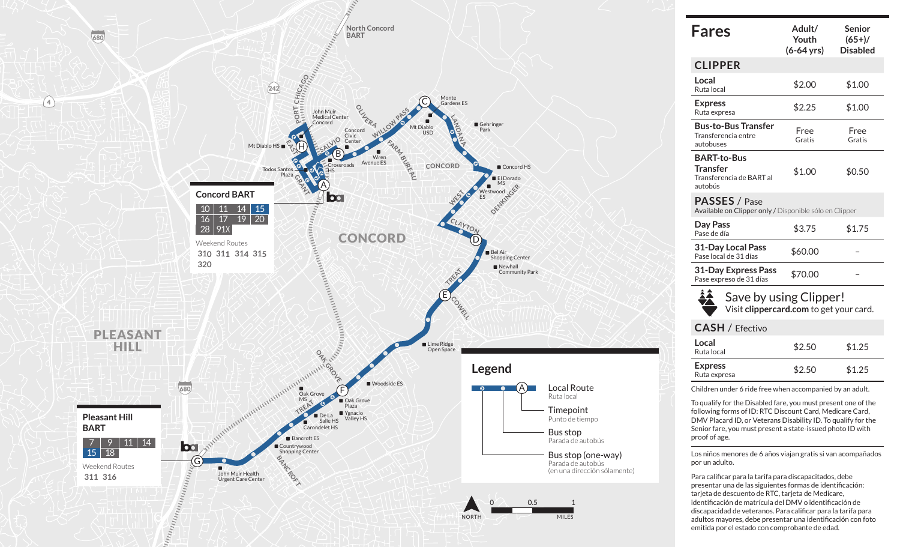Concord BART

| | | | |
|---|---|---|---|
| 10 | 11 | 14 | 15 |
| 16 | 17 | 19 | 20 |
| 28 | 91X | | |

Weekend Routes

310 311 314 315 320

Pleasant Hill BART

| | | | |
|---|---|---|---|
| 7 | 9 | 11 | 14 |
| 15 | 18 | | |

Weekend Routes

311 316

## Legend

- Local Route / Ruta local
- Timepoint / Punto de tiempo
- Bus stop / Parada de autobús
- Bus stop (one-way) / Parada de autobús (en una dirección sólamente)

NORTH

0 0.5 1 MILES

# Fares

| | Adult/ Youth (6-64 yrs) | Senior (65+)/ Disabled |
|---|---|---|
| **CLIPPER** | | |
| **Local** Ruta local | $2.00 | $1.00 |
| **Express** Ruta expresa | $2.25 | $1.00 |
| **Bus-to-Bus Transfer** Transferencia entre autobuses | Free Gratis | Free Gratis |
| **BART-to-Bus Transfer** Transferencia de BART al autobús | $1.00 | $0.50 |
| **PASSES** / Pase — Available on Clipper only / Disponible sólo en Clipper | | |
| **Day Pass** Pase de día | $3.75 | $1.75 |
| **31-Day Local Pass** Pase local de 31 días | $60.00 | – |
| **31-Day Express Pass** Pase expreso de 31 días | $70.00 | – |
| **CASH** / Efectivo | | |
| **Local** Ruta local | $2.50 | $1.25 |
| **Express** Ruta expresa | $2.50 | $1.25 |

Save by using Clipper!
Visit **clippercard.com** to get your card.

Children under 6 ride free when accompanied by an adult.

To qualify for the Disabled fare, you must present one of the following forms of ID: RTC Discount Card, Medicare Card, DMV Placard ID, or Veterans Disability ID. To qualify for the Senior fare, you must present a state-issued photo ID with proof of age.

Los niños menores de 6 años viajan gratis si van acompañados por un adulto.

Para calificar para la tarifa para discapacitados, debe presentar una de las siguientes formas de identificación: tarjeta de descuento de RTC, tarjeta de Medicare, identificación de matrícula del DMV o identificación de discapacidad de veteranos. Para calificar para la tarifa para adultos mayores, debe presentar una identificación con foto emitida por el estado con comprobante de edad.